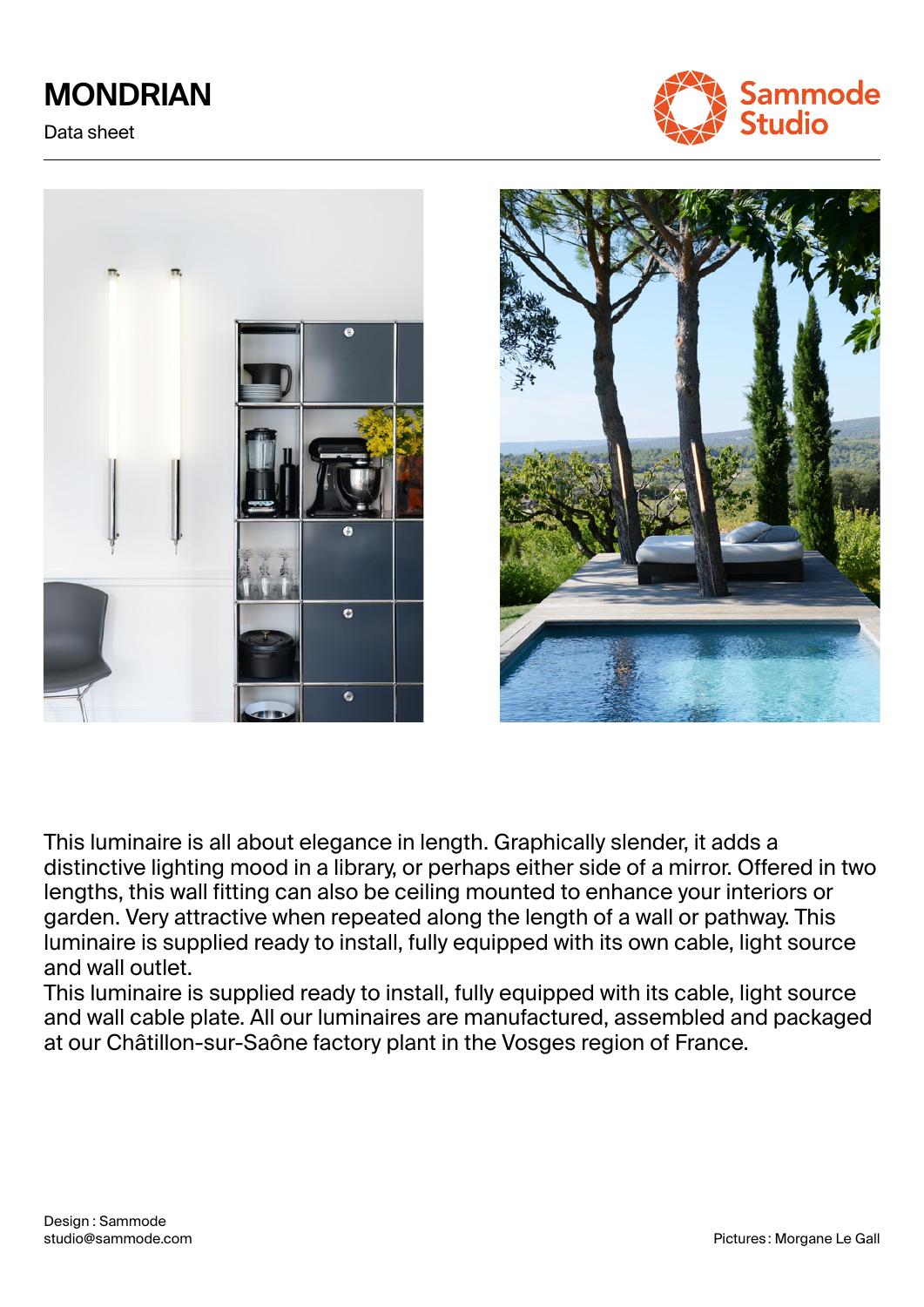# MONDRIAN

Data sheet

Sammode Studio

This luminaire is all about elegance in length. Graphically slender, it adds a distinctive lighting mood in a library, or perhaps either side of a mirror. Offered in two lengths, this wall fitting can also be ceiling mounted to enhance your interiors or garden. Very attractive when repeated along the length of a wall or pathway. This luminaire is supplied ready to install, fully equipped with its own cable, light source and wall outlet.
This luminaire is supplied ready to install, fully equipped with its cable, light source and wall cable plate. All our luminaires are manufactured, assembled and packaged at our Châtillon-sur-Saône factory plant in the Vosges region of France.

Design : Sammode
studio@sammode.com

Pictures : Morgane Le Gall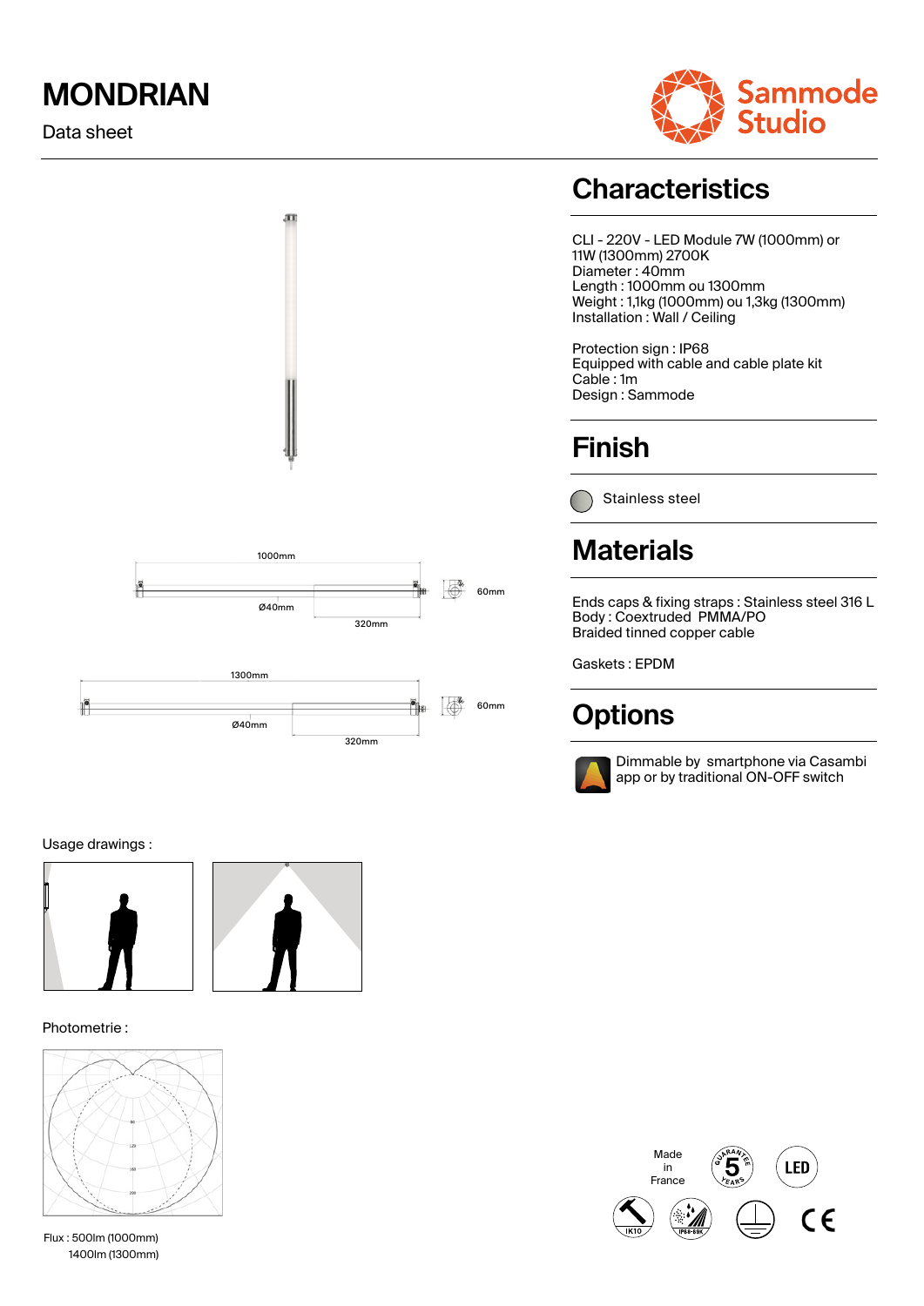# MONDRIAN

Data sheet

Sammode Studio

1000mm

Ø40mm

320mm

60mm

1300mm

Ø40mm

320mm

60mm

Usage drawings :

Photometrie :

Flux : 500lm (1000mm)
1400lm (1300mm)

## Characteristics

CLI - 220V - LED Module 7W (1000mm) or 11W (1300mm) 2700K
Diameter : 40mm
Length : 1000mm ou 1300mm
Weight : 1,1kg (1000mm) ou 1,3kg (1300mm)
Installation : Wall / Ceiling

Protection sign : IP68
Equipped with cable and cable plate kit
Cable : 1m
Design : Sammode

## Finish

Stainless steel

## Materials

Ends caps & fixing straps : Stainless steel 316 L
Body : Coextruded PMMA/PO
Braided tinned copper cable

Gaskets : EPDM

## Options

Dimmable by smartphone via Casambi app or by traditional ON-OFF switch

Made in France

GUARANTEE 5 YEARS

LED

IK10

IP68-69K

CE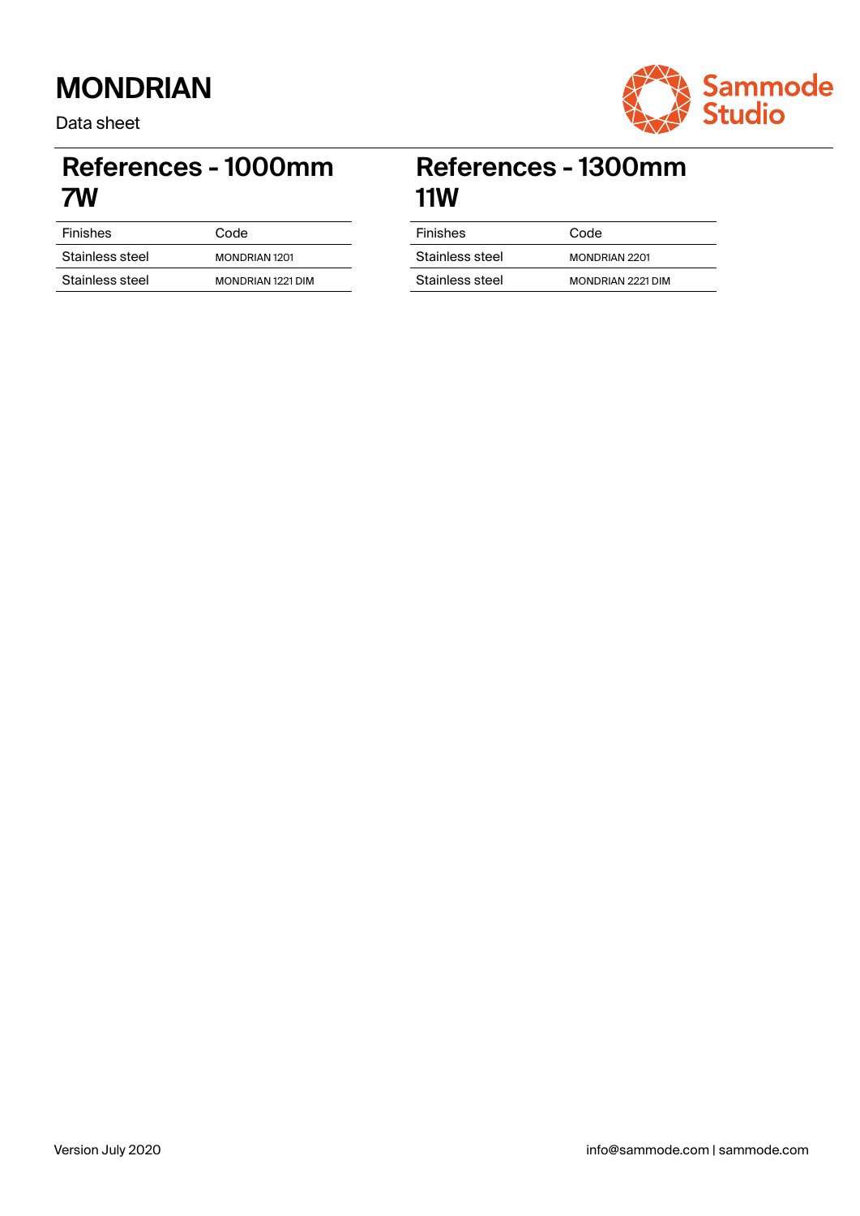# MONDRIAN

Data sheet

Sammode Studio

## References - 1000mm 7W

| Finishes | Code |
|---|---|
| Stainless steel | MONDRIAN 1201 |
| Stainless steel | MONDRIAN 1221 DIM |

## References - 1300mm 11W

| Finishes | Code |
|---|---|
| Stainless steel | MONDRIAN 2201 |
| Stainless steel | MONDRIAN 2221 DIM |

Version July 2020

info@sammode.com | sammode.com